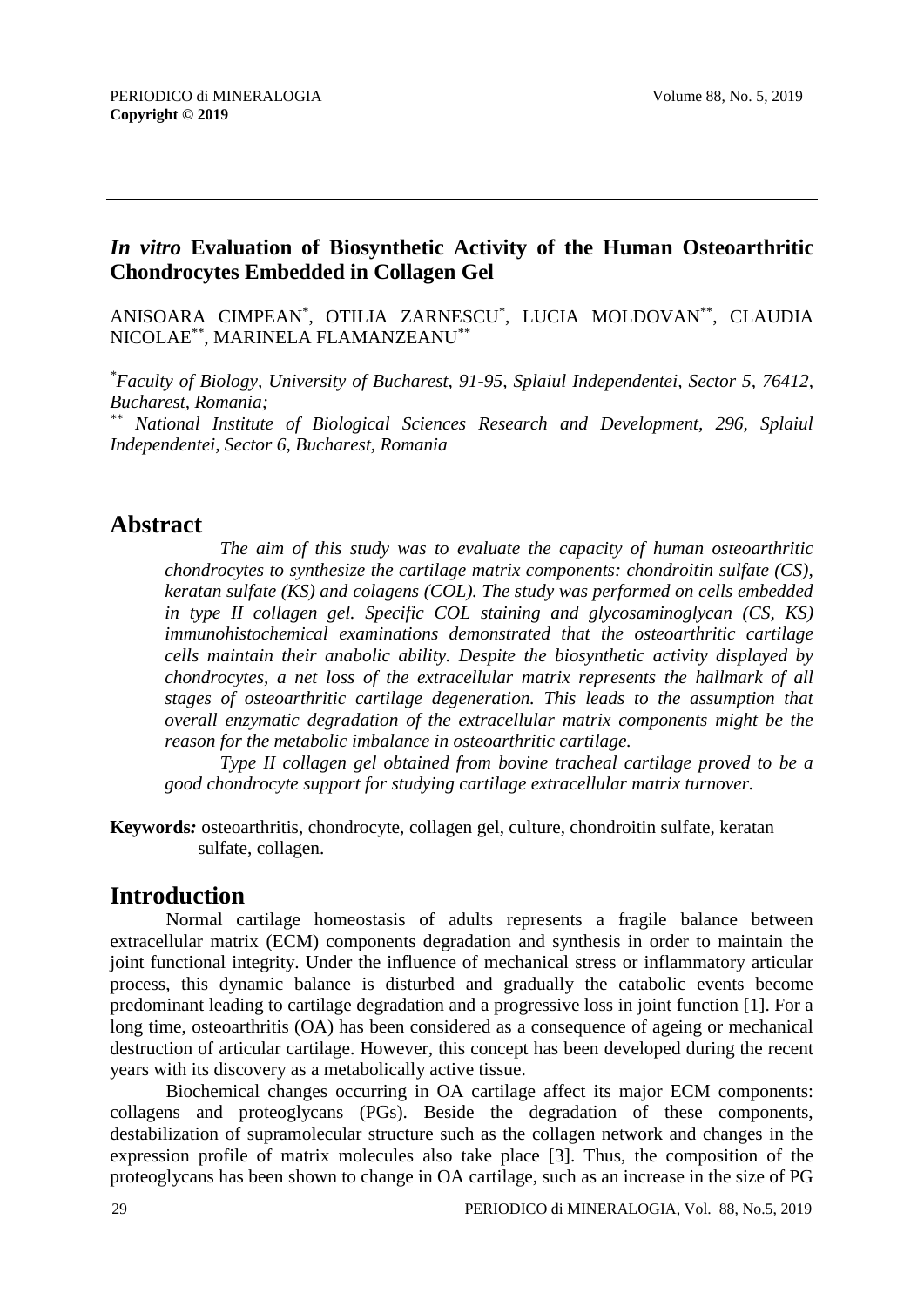# *In vitro* Evaluation of Biosynthetic Activity of the Human Osteoarthritic Chondrocytes Embedded in Collagen Gel

ANISOARA CIMPEAN[*], OTILIA ZARNESCU[*], LUCIA MOLDOVAN[**], CLAUDIA NICOLAE[**], MARINELA FLAMANZEANU[**]

[*] *Faculty of Biology, University of Bucharest, 91-95, Splaiul Independentei, Sector 5, 76412, Bucharest, Romania;*

[**] *National Institute of Biological Sciences Research and Development, 296, Splaiul Independentei, Sector 6, Bucharest, Romania*

## Abstract

*The aim of this study was to evaluate the capacity of human osteoarthritic chondrocytes to synthesize the cartilage matrix components: chondroitin sulfate (CS), keratan sulfate (KS) and colagens (COL). The study was performed on cells embedded in type II collagen gel. Specific COL staining and glycosaminoglycan (CS, KS) immunohistochemical examinations demonstrated that the osteoarthritic cartilage cells maintain their anabolic ability. Despite the biosynthetic activity displayed by chondrocytes, a net loss of the extracellular matrix represents the hallmark of all stages of osteoarthritic cartilage degeneration. This leads to the assumption that overall enzymatic degradation of the extracellular matrix components might be the reason for the metabolic imbalance in osteoarthritic cartilage.*

*Type II collagen gel obtained from bovine tracheal cartilage proved to be a good chondrocyte support for studying cartilage extracellular matrix turnover.*

**Keywords:** osteoarthritis, chondrocyte, collagen gel, culture, chondroitin sulfate, keratan sulfate, collagen.

## Introduction

Normal cartilage homeostasis of adults represents a fragile balance between extracellular matrix (ECM) components degradation and synthesis in order to maintain the joint functional integrity. Under the influence of mechanical stress or inflammatory articular process, this dynamic balance is disturbed and gradually the catabolic events become predominant leading to cartilage degradation and a progressive loss in joint function [1]. For a long time, osteoarthritis (OA) has been considered as a consequence of ageing or mechanical destruction of articular cartilage. However, this concept has been developed during the recent years with its discovery as a metabolically active tissue.

Biochemical changes occurring in OA cartilage affect its major ECM components: collagens and proteoglycans (PGs). Beside the degradation of these components, destabilization of supramolecular structure such as the collagen network and changes in the expression profile of matrix molecules also take place [3]. Thus, the composition of the proteoglycans has been shown to change in OA cartilage, such as an increase in the size of PG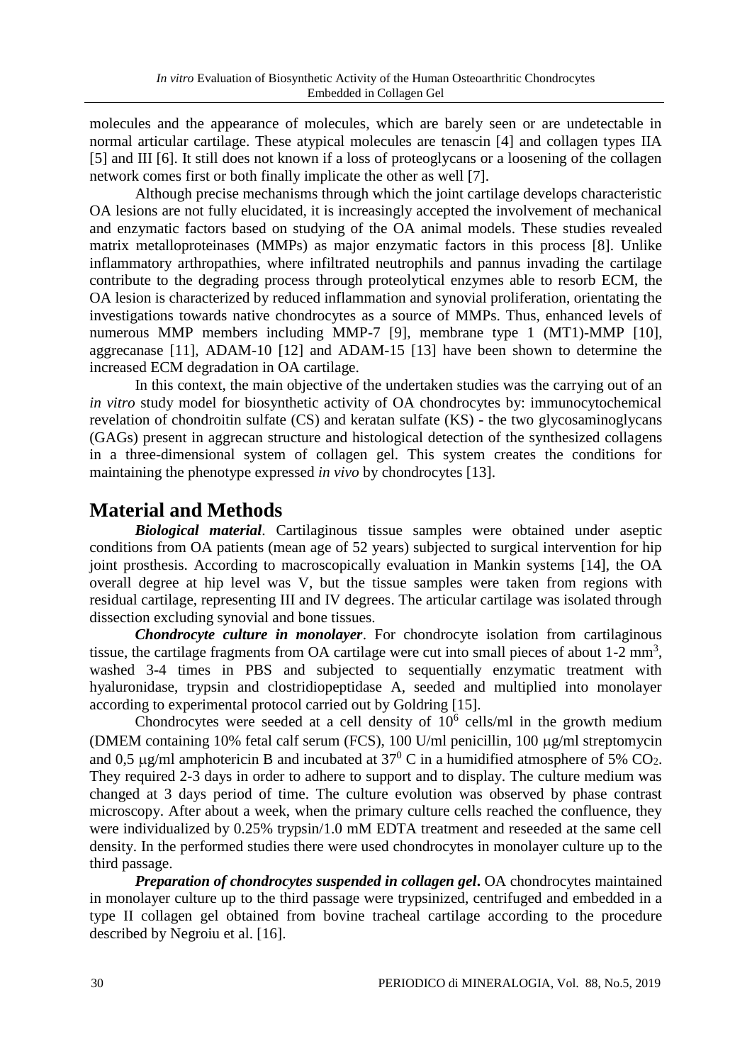molecules and the appearance of molecules, which are barely seen or are undetectable in normal articular cartilage. These atypical molecules are tenascin [4] and collagen types IIA [5] and III [6]. It still does not known if a loss of proteoglycans or a loosening of the collagen network comes first or both finally implicate the other as well [7].

Although precise mechanisms through which the joint cartilage develops characteristic OA lesions are not fully elucidated, it is increasingly accepted the involvement of mechanical and enzymatic factors based on studying of the OA animal models. These studies revealed matrix metalloproteinases (MMPs) as major enzymatic factors in this process [8]. Unlike inflammatory arthropathies, where infiltrated neutrophils and pannus invading the cartilage contribute to the degrading process through proteolytical enzymes able to resorb ECM, the OA lesion is characterized by reduced inflammation and synovial proliferation, orientating the investigations towards native chondrocytes as a source of MMPs. Thus, enhanced levels of numerous MMP members including MMP-7 [9], membrane type 1 (MT1)-MMP [10], aggrecanase [11], ADAM-10 [12] and ADAM-15 [13] have been shown to determine the increased ECM degradation in OA cartilage.

In this context, the main objective of the undertaken studies was the carrying out of an *in vitro* study model for biosynthetic activity of OA chondrocytes by: immunocytochemical revelation of chondroitin sulfate (CS) and keratan sulfate (KS) - the two glycosaminoglycans (GAGs) present in aggrecan structure and histological detection of the synthesized collagens in a three-dimensional system of collagen gel. This system creates the conditions for maintaining the phenotype expressed *in vivo* by chondrocytes [13].

# Material and Methods

***Biological material***. Cartilaginous tissue samples were obtained under aseptic conditions from OA patients (mean age of 52 years) subjected to surgical intervention for hip joint prosthesis. According to macroscopically evaluation in Mankin systems [14], the OA overall degree at hip level was V, but the tissue samples were taken from regions with residual cartilage, representing III and IV degrees. The articular cartilage was isolated through dissection excluding synovial and bone tissues.

***Chondrocyte culture in monolayer***. For chondrocyte isolation from cartilaginous tissue, the cartilage fragments from OA cartilage were cut into small pieces of about 1-2 $mm^3$, washed 3-4 times in PBS and subjected to sequentially enzymatic treatment with hyaluronidase, trypsin and clostridiopeptidase A, seeded and multiplied into monolayer according to experimental protocol carried out by Goldring [15].

Chondrocytes were seeded at a cell density of $10^6$ cells/ml in the growth medium (DMEM containing 10% fetal calf serum (FCS), 100 U/ml penicillin, 100 μg/ml streptomycin and 0,5 μg/ml amphotericin B and incubated at $37^0$ C in a humidified atmosphere of 5% $CO_2$. They required 2-3 days in order to adhere to support and to display. The culture medium was changed at 3 days period of time. The culture evolution was observed by phase contrast microscopy. After about a week, when the primary culture cells reached the confluence, they were individualized by 0.25% trypsin/1.0 mM EDTA treatment and reseeded at the same cell density. In the performed studies there were used chondrocytes in monolayer culture up to the third passage.

***Preparation of chondrocytes suspended in collagen gel***. OA chondrocytes maintained in monolayer culture up to the third passage were trypsinized, centrifuged and embedded in a type II collagen gel obtained from bovine tracheal cartilage according to the procedure described by Negroiu et al. [16].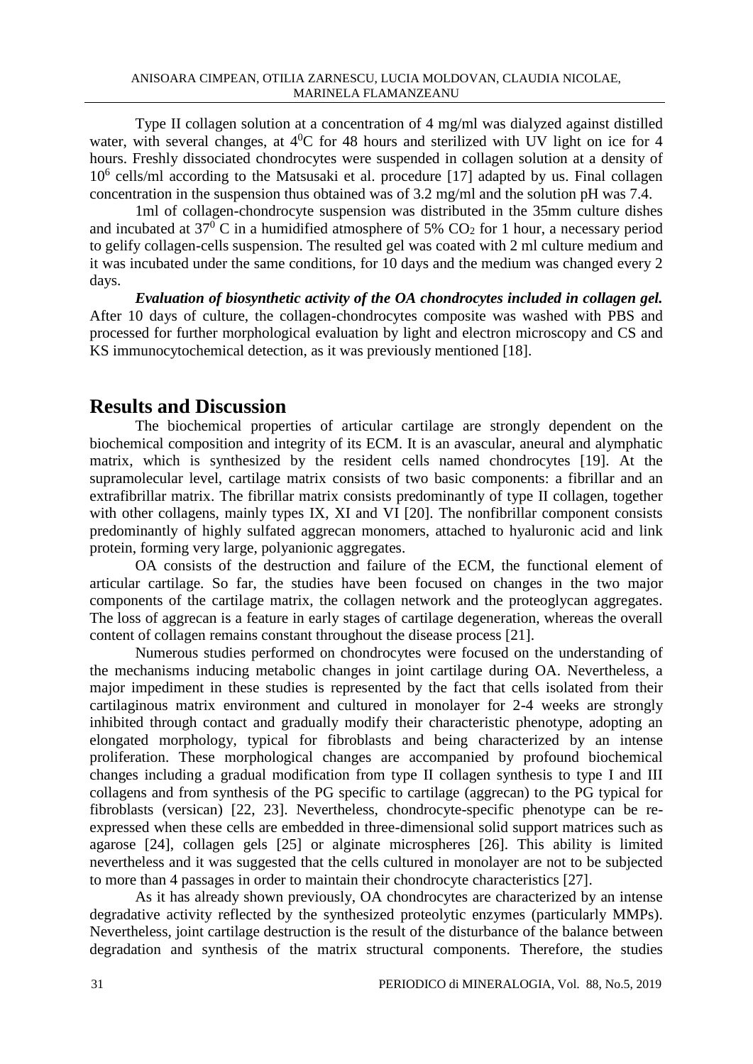Type II collagen solution at a concentration of 4 mg/ml was dialyzed against distilled water, with several changes, at $4^0$C for 48 hours and sterilized with UV light on ice for 4 hours. Freshly dissociated chondrocytes were suspended in collagen solution at a density of $10^6$ cells/ml according to the Matsusaki et al. procedure [17] adapted by us. Final collagen concentration in the suspension thus obtained was of 3.2 mg/ml and the solution pH was 7.4.

1ml of collagen-chondrocyte suspension was distributed in the 35mm culture dishes and incubated at $37^0$ C in a humidified atmosphere of 5% $CO_2$ for 1 hour, a necessary period to gelify collagen-cells suspension. The resulted gel was coated with 2 ml culture medium and it was incubated under the same conditions, for 10 days and the medium was changed every 2 days.

***Evaluation of biosynthetic activity of the OA chondrocytes included in collagen gel.*** After 10 days of culture, the collagen-chondrocytes composite was washed with PBS and processed for further morphological evaluation by light and electron microscopy and CS and KS immunocytochemical detection, as it was previously mentioned [18].

## Results and Discussion

The biochemical properties of articular cartilage are strongly dependent on the biochemical composition and integrity of its ECM. It is an avascular, aneural and alymphatic matrix, which is synthesized by the resident cells named chondrocytes [19]. At the supramolecular level, cartilage matrix consists of two basic components: a fibrillar and an extrafibrillar matrix. The fibrillar matrix consists predominantly of type II collagen, together with other collagens, mainly types IX, XI and VI [20]. The nonfibrillar component consists predominantly of highly sulfated aggrecan monomers, attached to hyaluronic acid and link protein, forming very large, polyanionic aggregates.

OA consists of the destruction and failure of the ECM, the functional element of articular cartilage. So far, the studies have been focused on changes in the two major components of the cartilage matrix, the collagen network and the proteoglycan aggregates. The loss of aggrecan is a feature in early stages of cartilage degeneration, whereas the overall content of collagen remains constant throughout the disease process [21].

Numerous studies performed on chondrocytes were focused on the understanding of the mechanisms inducing metabolic changes in joint cartilage during OA. Nevertheless, a major impediment in these studies is represented by the fact that cells isolated from their cartilaginous matrix environment and cultured in monolayer for 2-4 weeks are strongly inhibited through contact and gradually modify their characteristic phenotype, adopting an elongated morphology, typical for fibroblasts and being characterized by an intense proliferation. These morphological changes are accompanied by profound biochemical changes including a gradual modification from type II collagen synthesis to type I and III collagens and from synthesis of the PG specific to cartilage (aggrecan) to the PG typical for fibroblasts (versican) [22, 23]. Nevertheless, chondrocyte-specific phenotype can be re-expressed when these cells are embedded in three-dimensional solid support matrices such as agarose [24], collagen gels [25] or alginate microspheres [26]. This ability is limited nevertheless and it was suggested that the cells cultured in monolayer are not to be subjected to more than 4 passages in order to maintain their chondrocyte characteristics [27].

As it has already shown previously, OA chondrocytes are characterized by an intense degradative activity reflected by the synthesized proteolytic enzymes (particularly MMPs). Nevertheless, joint cartilage destruction is the result of the disturbance of the balance between degradation and synthesis of the matrix structural components. Therefore, the studies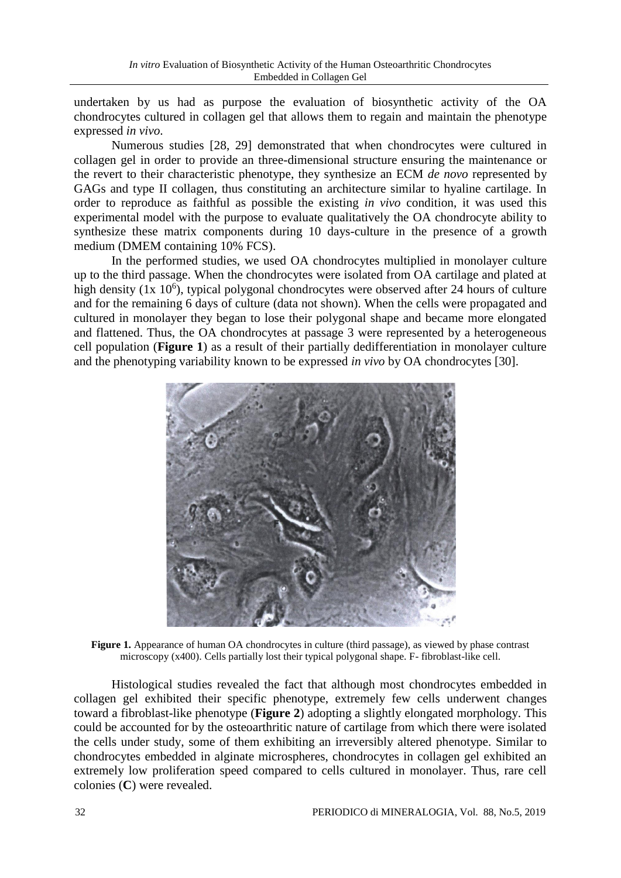undertaken by us had as purpose the evaluation of biosynthetic activity of the OA chondrocytes cultured in collagen gel that allows them to regain and maintain the phenotype expressed *in vivo*.

Numerous studies [28, 29] demonstrated that when chondrocytes were cultured in collagen gel in order to provide an three-dimensional structure ensuring the maintenance or the revert to their characteristic phenotype, they synthesize an ECM *de novo* represented by GAGs and type II collagen, thus constituting an architecture similar to hyaline cartilage. In order to reproduce as faithful as possible the existing *in vivo* condition, it was used this experimental model with the purpose to evaluate qualitatively the OA chondrocyte ability to synthesize these matrix components during 10 days-culture in the presence of a growth medium (DMEM containing 10% FCS).

In the performed studies, we used OA chondrocytes multiplied in monolayer culture up to the third passage. When the chondrocytes were isolated from OA cartilage and plated at high density ($1x\ 10^6$), typical polygonal chondrocytes were observed after 24 hours of culture and for the remaining 6 days of culture (data not shown). When the cells were propagated and cultured in monolayer they began to lose their polygonal shape and became more elongated and flattened. Thus, the OA chondrocytes at passage 3 were represented by a heterogeneous cell population (**Figure 1**) as a result of their partially dedifferentiation in monolayer culture and the phenotyping variability known to be expressed *in vivo* by OA chondrocytes [30].

**Figure 1.** Appearance of human OA chondrocytes in culture (third passage), as viewed by phase contrast microscopy (x400). Cells partially lost their typical polygonal shape. F- fibroblast-like cell.

Histological studies revealed the fact that although most chondrocytes embedded in collagen gel exhibited their specific phenotype, extremely few cells underwent changes toward a fibroblast-like phenotype (**Figure 2**) adopting a slightly elongated morphology. This could be accounted for by the osteoarthritic nature of cartilage from which there were isolated the cells under study, some of them exhibiting an irreversibly altered phenotype. Similar to chondrocytes embedded in alginate microspheres, chondrocytes in collagen gel exhibited an extremely low proliferation speed compared to cells cultured in monolayer. Thus, rare cell colonies (**C**) were revealed.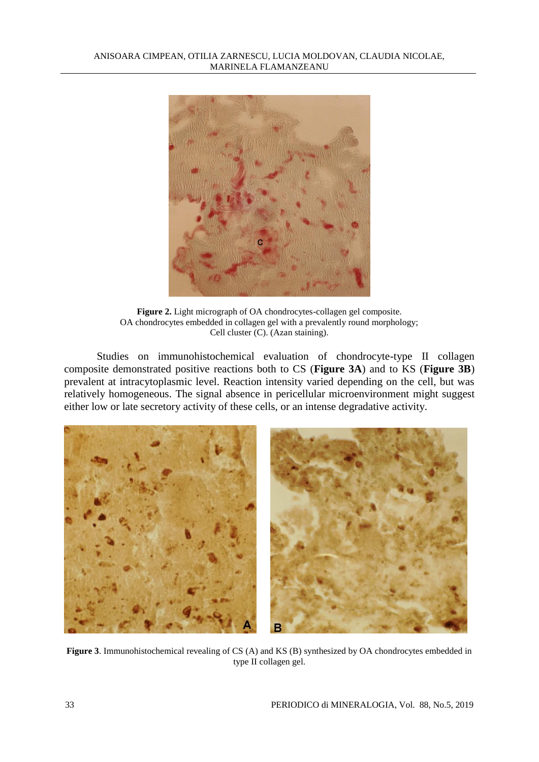**Figure 2.** Light micrograph of OA chondrocytes-collagen gel composite. OA chondrocytes embedded in collagen gel with a prevalently round morphology; Cell cluster (C). (Azan staining).

Studies on immunohistochemical evaluation of chondrocyte-type II collagen composite demonstrated positive reactions both to CS (**Figure 3A**) and to KS (**Figure 3B**) prevalent at intracytoplasmic level. Reaction intensity varied depending on the cell, but was relatively homogeneous. The signal absence in pericellular microenvironment might suggest either low or late secretory activity of these cells, or an intense degradative activity.

**Figure 3**. Immunohistochemical revealing of CS (A) and KS (B) synthesized by OA chondrocytes embedded in type II collagen gel.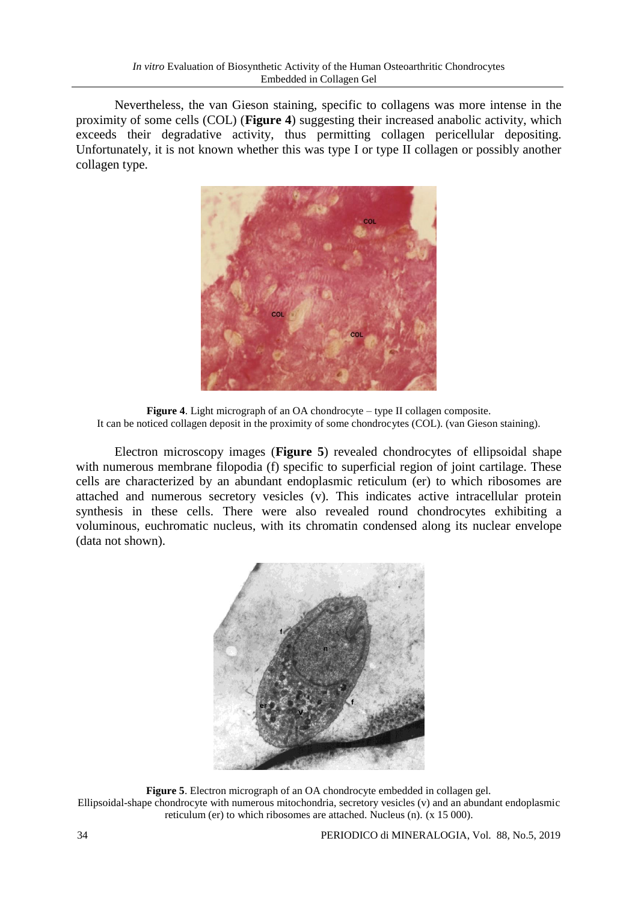Nevertheless, the van Gieson staining, specific to collagens was more intense in the proximity of some cells (COL) (**Figure 4**) suggesting their increased anabolic activity, which exceeds their degradative activity, thus permitting collagen pericellular depositing. Unfortunately, it is not known whether this was type I or type II collagen or possibly another collagen type.

**Figure 4**. Light micrograph of an OA chondrocyte – type II collagen composite. It can be noticed collagen deposit in the proximity of some chondrocytes (COL). (van Gieson staining).

Electron microscopy images (**Figure 5**) revealed chondrocytes of ellipsoidal shape with numerous membrane filopodia (f) specific to superficial region of joint cartilage. These cells are characterized by an abundant endoplasmic reticulum (er) to which ribosomes are attached and numerous secretory vesicles (v). This indicates active intracellular protein synthesis in these cells. There were also revealed round chondrocytes exhibiting a voluminous, euchromatic nucleus, with its chromatin condensed along its nuclear envelope (data not shown).

**Figure 5**. Electron micrograph of an OA chondrocyte embedded in collagen gel. Ellipsoidal-shape chondrocyte with numerous mitochondria, secretory vesicles (v) and an abundant endoplasmic reticulum (er) to which ribosomes are attached. Nucleus (n). (x 15 000).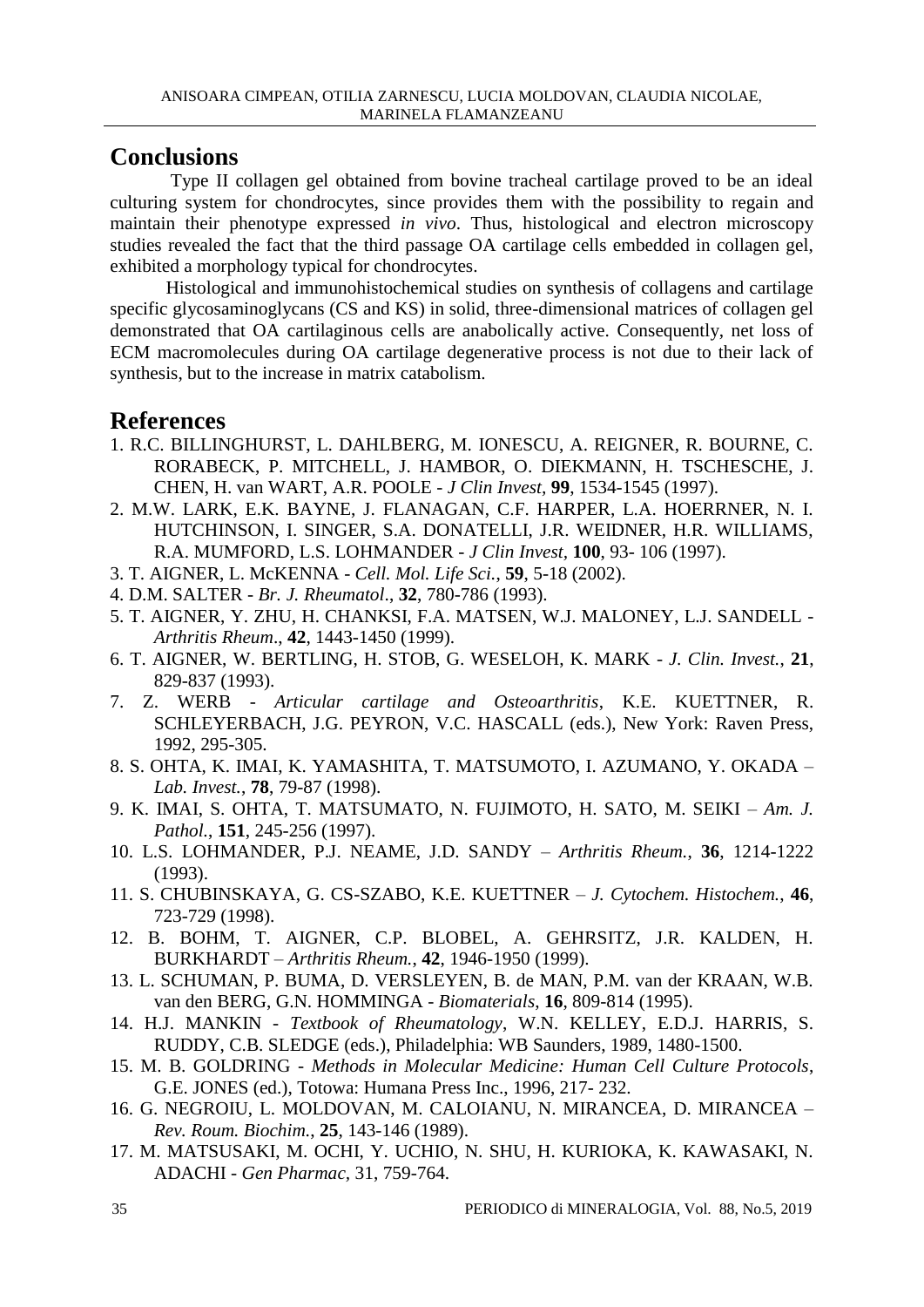## Conclusions

Type II collagen gel obtained from bovine tracheal cartilage proved to be an ideal culturing system for chondrocytes, since provides them with the possibility to regain and maintain their phenotype expressed *in vivo*. Thus, histological and electron microscopy studies revealed the fact that the third passage OA cartilage cells embedded in collagen gel, exhibited a morphology typical for chondrocytes.

Histological and immunohistochemical studies on synthesis of collagens and cartilage specific glycosaminoglycans (CS and KS) in solid, three-dimensional matrices of collagen gel demonstrated that OA cartilaginous cells are anabolically active. Consequently, net loss of ECM macromolecules during OA cartilage degenerative process is not due to their lack of synthesis, but to the increase in matrix catabolism.

## References

1. R.C. BILLINGHURST, L. DAHLBERG, M. IONESCU, A. REIGNER, R. BOURNE, C. RORABECK, P. MITCHELL, J. HAMBOR, O. DIEKMANN, H. TSCHESCHE, J. CHEN, H. van WART, A.R. POOLE - *J Clin Invest*, **99**, 1534-1545 (1997).
2. M.W. LARK, E.K. BAYNE, J. FLANAGAN, C.F. HARPER, L.A. HOERRNER, N. I. HUTCHINSON, I. SINGER, S.A. DONATELLI, J.R. WEIDNER, H.R. WILLIAMS, R.A. MUMFORD, L.S. LOHMANDER - *J Clin Invest*, **100**, 93- 106 (1997).
3. T. AIGNER, L. McKENNA - *Cell. Mol. Life Sci.*, **59**, 5-18 (2002).
4. D.M. SALTER - *Br. J. Rheumatol*., **32**, 780-786 (1993).
5. T. AIGNER, Y. ZHU, H. CHANKSI, F.A. MATSEN, W.J. MALONEY, L.J. SANDELL - *Arthritis Rheum*., **42**, 1443-1450 (1999).
6. T. AIGNER, W. BERTLING, H. STOB, G. WESELOH, K. MARK - *J. Clin. Invest.*, **21**, 829-837 (1993).
7. Z. WERB - *Articular cartilage and Osteoarthritis*, K.E. KUETTNER, R. SCHLEYERBACH, J.G. PEYRON, V.C. HASCALL (eds.), New York: Raven Press, 1992, 295-305.
8. S. OHTA, K. IMAI, K. YAMASHITA, T. MATSUMOTO, I. AZUMANO, Y. OKADA – *Lab. Invest.*, **78**, 79-87 (1998).
9. K. IMAI, S. OHTA, T. MATSUMATO, N. FUJIMOTO, H. SATO, M. SEIKI – *Am. J. Pathol.*, **151**, 245-256 (1997).
10. L.S. LOHMANDER, P.J. NEAME, J.D. SANDY – *Arthritis Rheum.*, **36**, 1214-1222 (1993).
11. S. CHUBINSKAYA, G. CS-SZABO, K.E. KUETTNER – *J. Cytochem. Histochem.*, **46**, 723-729 (1998).
12. B. BOHM, T. AIGNER, C.P. BLOBEL, A. GEHRSITZ, J.R. KALDEN, H. BURKHARDT – *Arthritis Rheum.*, **42**, 1946-1950 (1999).
13. L. SCHUMAN, P. BUMA, D. VERSLEYEN, B. de MAN, P.M. van der KRAAN, W.B. van den BERG, G.N. HOMMINGA - *Biomaterials*, **16**, 809-814 (1995).
14. H.J. MANKIN - *Textbook of Rheumatology*, W.N. KELLEY, E.D.J. HARRIS, S. RUDDY, C.B. SLEDGE (eds.), Philadelphia: WB Saunders, 1989, 1480-1500.
15. M. B. GOLDRING - *Methods in Molecular Medicine: Human Cell Culture Protocols*, G.E. JONES (ed.), Totowa: Humana Press Inc., 1996, 217- 232.
16. G. NEGROIU, L. MOLDOVAN, M. CALOIANU, N. MIRANCEA, D. MIRANCEA – *Rev. Roum. Biochim.*, **25**, 143-146 (1989).
17. M. MATSUSAKI, M. OCHI, Y. UCHIO, N. SHU, H. KURIOKA, K. KAWASAKI, N. ADACHI - *Gen Pharmac*, 31, 759-764.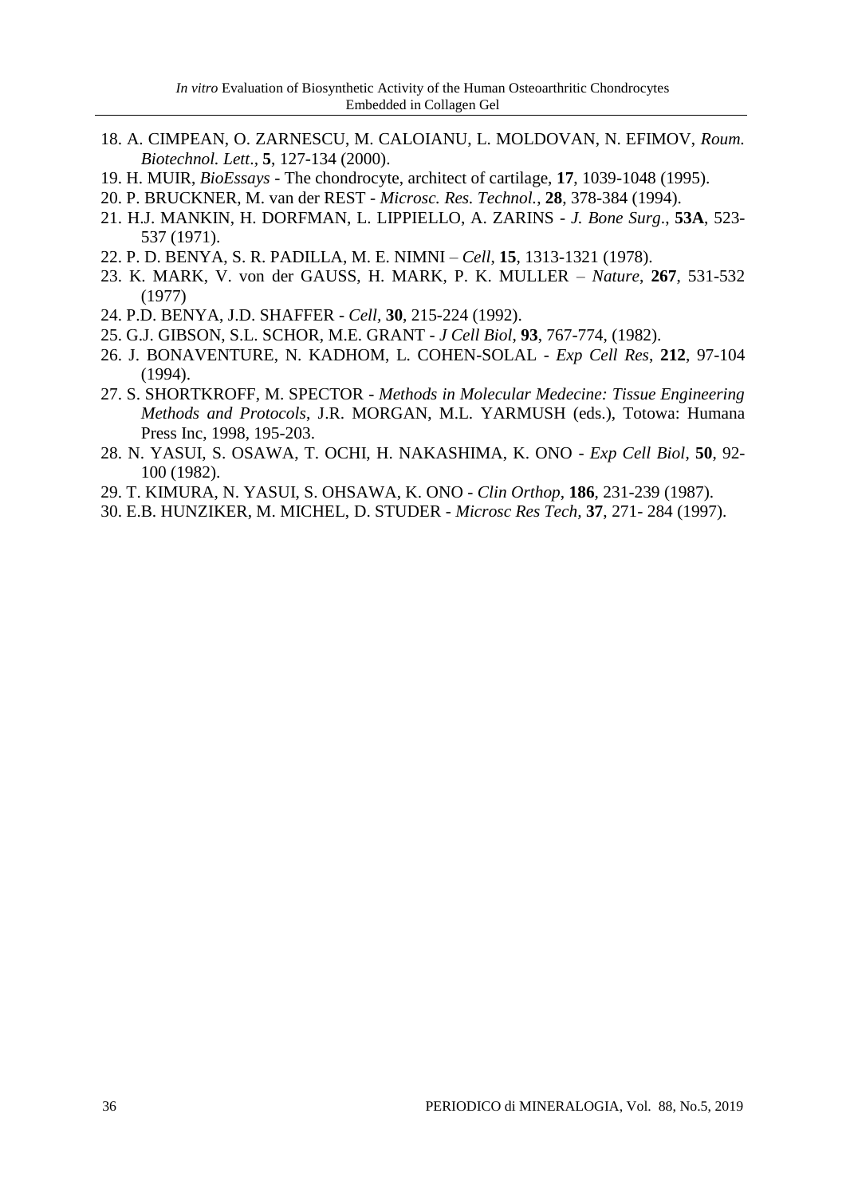18. A. CIMPEAN, O. ZARNESCU, M. CALOIANU, L. MOLDOVAN, N. EFIMOV, *Roum. Biotechnol. Lett*., **5**, 127-134 (2000).
19. H. MUIR, *BioEssays* - The chondrocyte, architect of cartilage, **17**, 1039-1048 (1995).
20. P. BRUCKNER, M. van der REST - *Microsc. Res. Technol.*, **28**, 378-384 (1994).
21. H.J. MANKIN, H. DORFMAN, L. LIPPIELLO, A. ZARINS - *J. Bone Surg*., **53A**, 523-537 (1971).
22. P. D. BENYA, S. R. PADILLA, M. E. NIMNI – *Cell*, **15**, 1313-1321 (1978).
23. K. MARK, V. von der GAUSS, H. MARK, P. K. MULLER – *Nature*, **267**, 531-532 (1977)
24. P.D. BENYA, J.D. SHAFFER - *Cell*, **30**, 215-224 (1992).
25. G.J. GIBSON, S.L. SCHOR, M.E. GRANT - *J Cell Biol*, **93**, 767-774, (1982).
26. J. BONAVENTURE, N. KADHOM, L. COHEN-SOLAL - *Exp Cell Res*, **212**, 97-104 (1994).
27. S. SHORTKROFF, M. SPECTOR - *Methods in Molecular Medecine: Tissue Engineering Methods and Protocols*, J.R. MORGAN, M.L. YARMUSH (eds.), Totowa: Humana Press Inc, 1998, 195-203.
28. N. YASUI, S. OSAWA, T. OCHI, H. NAKASHIMA, K. ONO - *Exp Cell Biol*, **50**, 92-100 (1982).
29. T. KIMURA, N. YASUI, S. OHSAWA, K. ONO - *Clin Orthop*, **186**, 231-239 (1987).
30. E.B. HUNZIKER, M. MICHEL, D. STUDER - *Microsc Res Tech*, **37**, 271- 284 (1997).